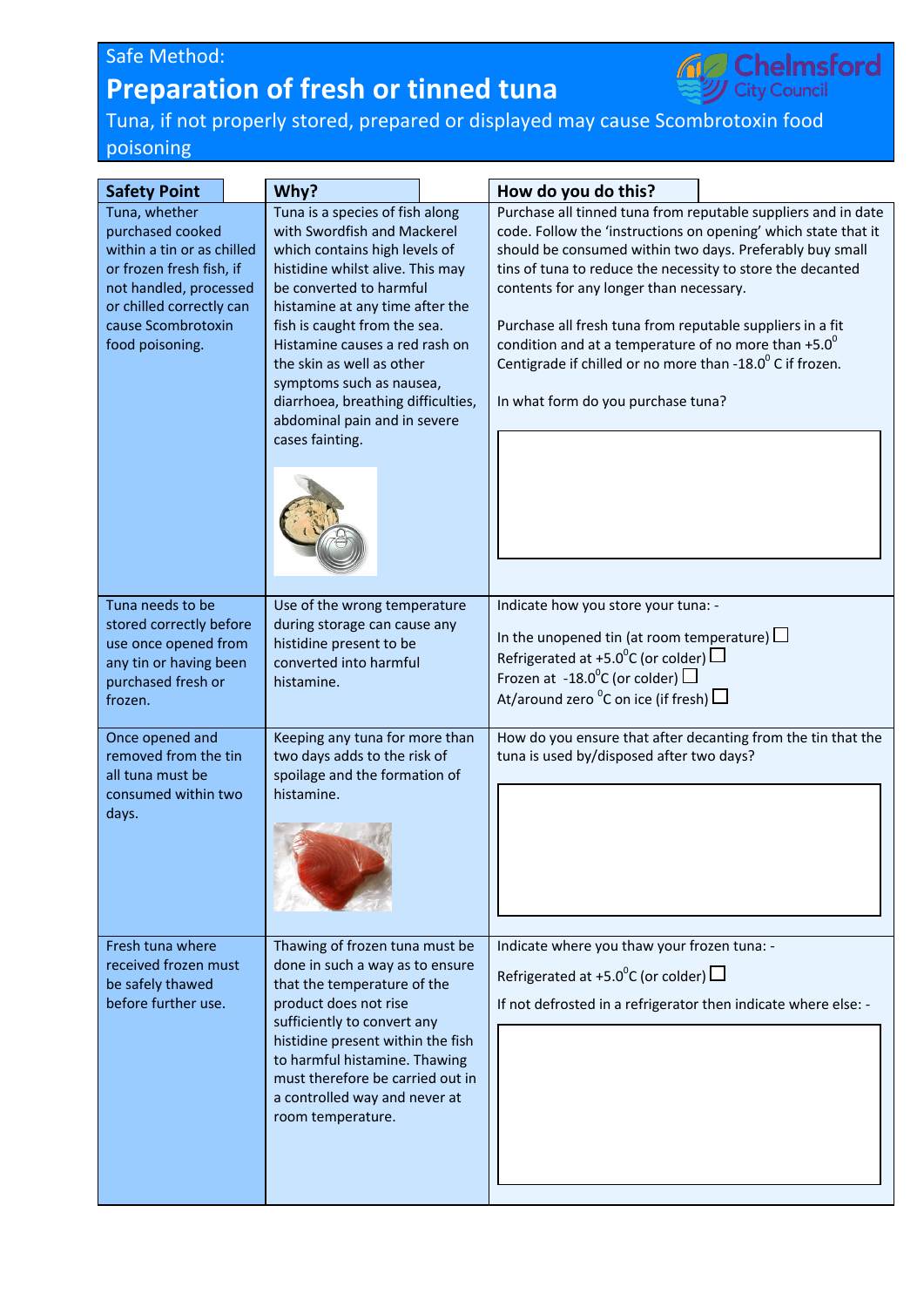Safe Method:

# Preparation of fresh or tinned tuna

Tuna, if not properly stored, prepared or displayed may cause Scombrotoxin food poisoning

| Safety Point | Why? | How do you do this? |
|---|---|---|
| Tuna, whether purchased cooked within a tin or as chilled or frozen fresh fish, if not handled, processed or chilled correctly can cause Scombrotoxin food poisoning. | Tuna is a species of fish along with Swordfish and Mackerel which contains high levels of histidine whilst alive. This may be converted to harmful histamine at any time after the fish is caught from the sea. Histamine causes a red rash on the skin as well as other symptoms such as nausea, diarrhoea, breathing difficulties, abdominal pain and in severe cases fainting. | Purchase all tinned tuna from reputable suppliers and in date code. Follow the 'instructions on opening' which state that it should be consumed within two days. Preferably buy small tins of tuna to reduce the necessity to store the decanted contents for any longer than necessary.<br><br>Purchase all fresh tuna from reputable suppliers in a fit condition and at a temperature of no more than +5.0$^0$ Centigrade if chilled or no more than -18.0$^0$ C if frozen.<br><br>In what form do you purchase tuna? |
| Tuna needs to be stored correctly before use once opened from any tin or having been purchased fresh or frozen. | Use of the wrong temperature during storage can cause any histidine present to be converted into harmful histamine. | Indicate how you store your tuna: -<br><br>In the unopened tin (at room temperature) ☐<br>Refrigerated at +5.0$^0$C (or colder) ☐<br>Frozen at -18.0$^0$C (or colder) ☐<br>At/around zero $^0$C on ice (if fresh) ☐ |
| Once opened and removed from the tin all tuna must be consumed within two days. | Keeping any tuna for more than two days adds to the risk of spoilage and the formation of histamine. | How do you ensure that after decanting from the tin that the tuna is used by/disposed after two days? |
| Fresh tuna where received frozen must be safely thawed before further use. | Thawing of frozen tuna must be done in such a way as to ensure that the temperature of the product does not rise sufficiently to convert any histidine present within the fish to harmful histamine. Thawing must therefore be carried out in a controlled way and never at room temperature. | Indicate where you thaw your frozen tuna: -<br><br>Refrigerated at +5.0$^0$C (or colder) ☐<br><br>If not defrosted in a refrigerator then indicate where else: - |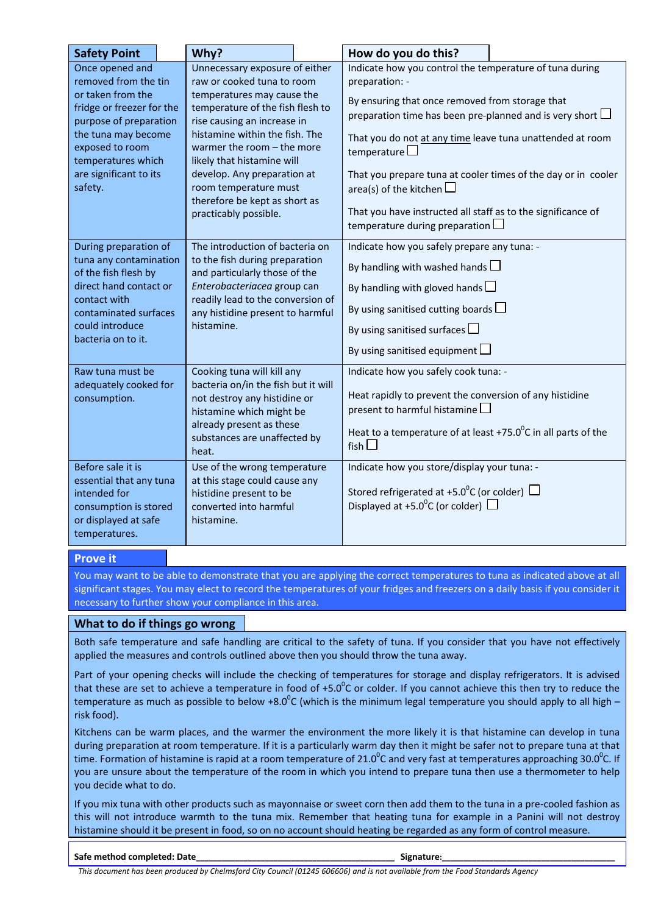| Safety Point | Why? | How do you do this? |
|---|---|---|
| Once opened and removed from the tin or taken from the fridge or freezer for the purpose of preparation the tuna may become exposed to room temperatures which are significant to its safety. | Unnecessary exposure of either raw or cooked tuna to room temperatures may cause the temperature of the fish flesh to rise causing an increase in histamine within the fish. The warmer the room – the more likely that histamine will develop. Any preparation at room temperature must therefore be kept as short as practicably possible. | Indicate how you control the temperature of tuna during preparation: -<br><br>By ensuring that once removed from storage that preparation time has been pre-planned and is very short ☐<br><br>That you do not at any time leave tuna unattended at room temperature ☐<br><br>That you prepare tuna at cooler times of the day or in cooler area(s) of the kitchen ☐<br><br>That you have instructed all staff as to the significance of temperature during preparation ☐ |
| During preparation of tuna any contamination of the fish flesh by direct hand contact or contact with contaminated surfaces could introduce bacteria on to it. | The introduction of bacteria on to the fish during preparation and particularly those of the *Enterobacteriacea* group can readily lead to the conversion of any histidine present to harmful histamine. | Indicate how you safely prepare any tuna: -<br><br>By handling with washed hands ☐<br><br>By handling with gloved hands ☐<br><br>By using sanitised cutting boards ☐<br><br>By using sanitised surfaces ☐<br><br>By using sanitised equipment ☐ |
| Raw tuna must be adequately cooked for consumption. | Cooking tuna will kill any bacteria on/in the fish but it will not destroy any histidine or histamine which might be already present as these substances are unaffected by heat. | Indicate how you safely cook tuna: -<br><br>Heat rapidly to prevent the conversion of any histidine present to harmful histamine ☐<br><br>Heat to a temperature of at least +75.0$^0$C in all parts of the fish ☐ |
| Before sale it is essential that any tuna intended for consumption is stored or displayed at safe temperatures. | Use of the wrong temperature at this stage could cause any histidine present to be converted into harmful histamine. | Indicate how you store/display your tuna: -<br><br>Stored refrigerated at +5.0$^0$C (or colder) ☐<br>Displayed at +5.0$^0$C (or colder) ☐ |

## Prove it

You may want to be able to demonstrate that you are applying the correct temperatures to tuna as indicated above at all significant stages. You may elect to record the temperatures of your fridges and freezers on a daily basis if you consider it necessary to further show your compliance in this area.

## What to do if things go wrong

Both safe temperature and safe handling are critical to the safety of tuna. If you consider that you have not effectively applied the measures and controls outlined above then you should throw the tuna away.

Part of your opening checks will include the checking of temperatures for storage and display refrigerators. It is advised that these are set to achieve a temperature in food of +5.0$^0$C or colder. If you cannot achieve this then try to reduce the temperature as much as possible to below +8.0$^0$C (which is the minimum legal temperature you should apply to all high – risk food).

Kitchens can be warm places, and the warmer the environment the more likely it is that histamine can develop in tuna during preparation at room temperature. If it is a particularly warm day then it might be safer not to prepare tuna at that time. Formation of histamine is rapid at a room temperature of 21.0$^0$C and very fast at temperatures approaching 30.0$^0$C. If you are unsure about the temperature of the room in which you intend to prepare tuna then use a thermometer to help you decide what to do.

If you mix tuna with other products such as mayonnaise or sweet corn then add them to the tuna in a pre-cooled fashion as this will not introduce warmth to the tuna mix. Remember that heating tuna for example in a Panini will not destroy histamine should it be present in food, so on no account should heating be regarded as any form of control measure.

**Safe method completed: Date**_________________________________________ **Signature:**___________________________________

*This document has been produced by Chelmsford City Council (01245 606606) and is not available from the Food Standards Agency*